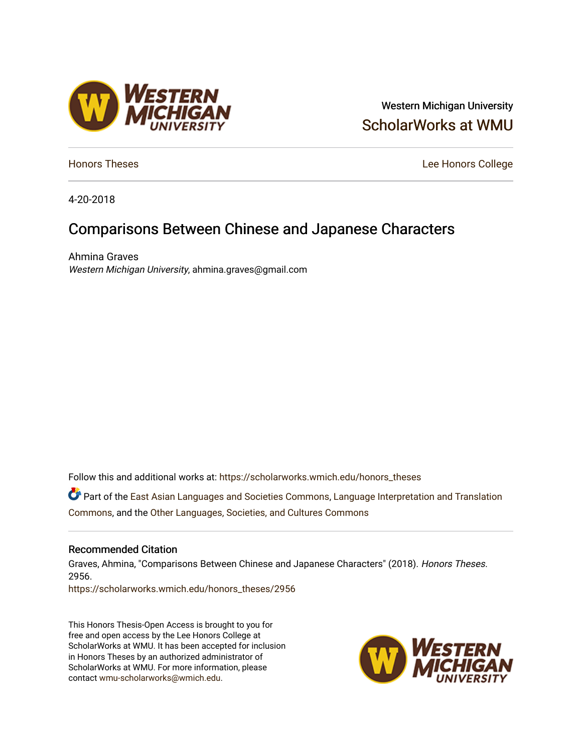Western Michigan University

ScholarWorks at WMU

Honors Theses

Lee Honors College

4-20-2018

# Comparisons Between Chinese and Japanese Characters

Ahmina Graves

*Western Michigan University*, ahmina.graves@gmail.com

Follow this and additional works at: https://scholarworks.wmich.edu/honors_theses

Part of the East Asian Languages and Societies Commons, Language Interpretation and Translation Commons, and the Other Languages, Societies, and Cultures Commons

## Recommended Citation

Graves, Ahmina, "Comparisons Between Chinese and Japanese Characters" (2018). *Honors Theses*. 2956.

https://scholarworks.wmich.edu/honors_theses/2956

This Honors Thesis-Open Access is brought to you for free and open access by the Lee Honors College at ScholarWorks at WMU. It has been accepted for inclusion in Honors Theses by an authorized administrator of ScholarWorks at WMU. For more information, please contact wmu-scholarworks@wmich.edu.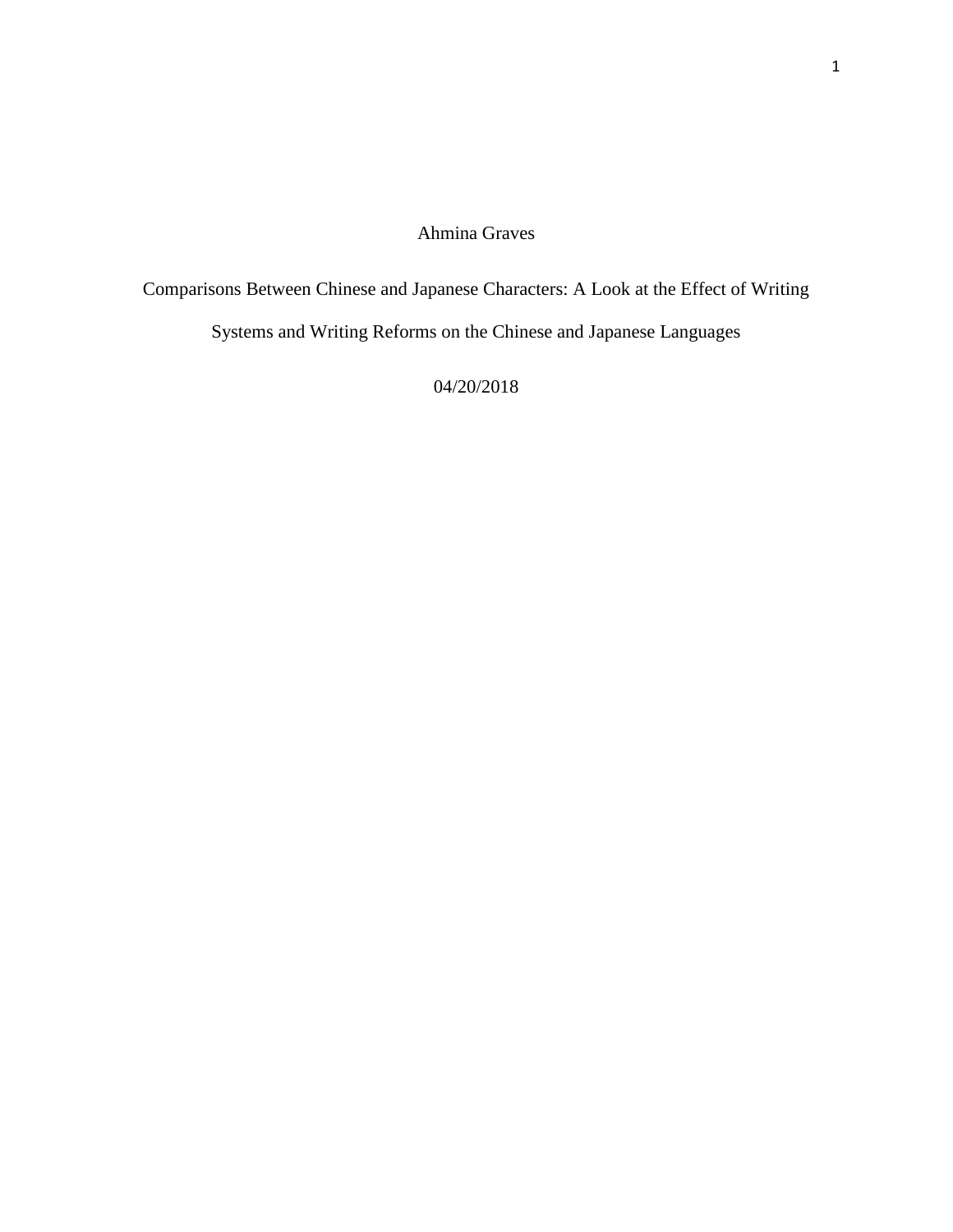Ahmina Graves

Comparisons Between Chinese and Japanese Characters: A Look at the Effect of Writing Systems and Writing Reforms on the Chinese and Japanese Languages

04/20/2018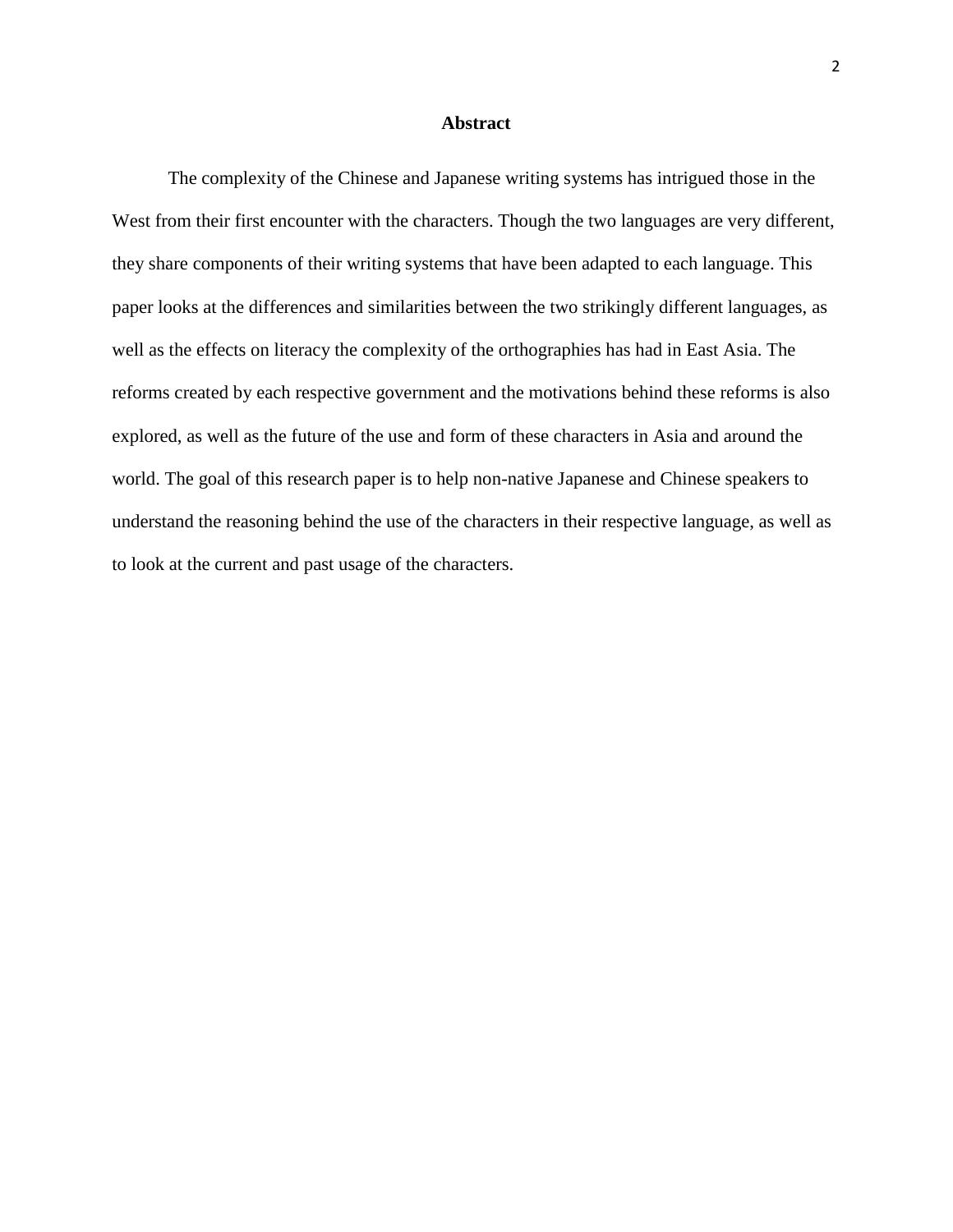# Abstract

The complexity of the Chinese and Japanese writing systems has intrigued those in the West from their first encounter with the characters. Though the two languages are very different, they share components of their writing systems that have been adapted to each language. This paper looks at the differences and similarities between the two strikingly different languages, as well as the effects on literacy the complexity of the orthographies has had in East Asia. The reforms created by each respective government and the motivations behind these reforms is also explored, as well as the future of the use and form of these characters in Asia and around the world. The goal of this research paper is to help non-native Japanese and Chinese speakers to understand the reasoning behind the use of the characters in their respective language, as well as to look at the current and past usage of the characters.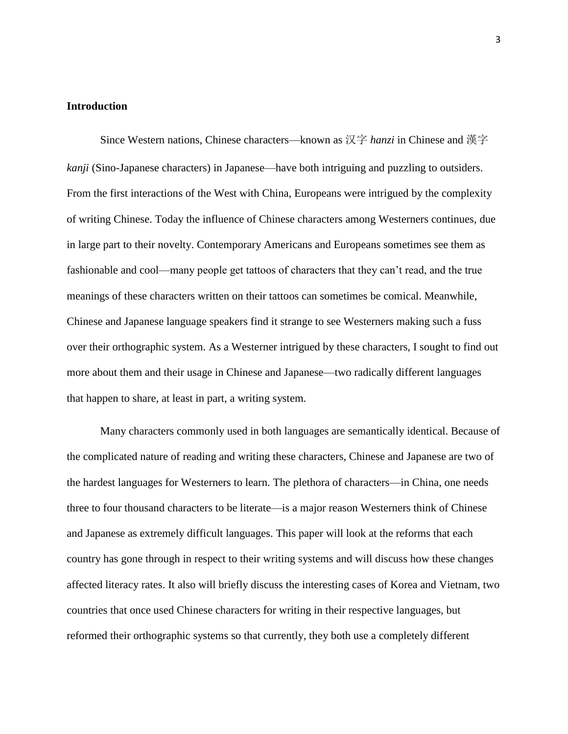**Introduction**

Since Western nations, Chinese characters—known as 汉字 *hanzi* in Chinese and 漢字 *kanji* (Sino-Japanese characters) in Japanese—have both intriguing and puzzling to outsiders. From the first interactions of the West with China, Europeans were intrigued by the complexity of writing Chinese. Today the influence of Chinese characters among Westerners continues, due in large part to their novelty. Contemporary Americans and Europeans sometimes see them as fashionable and cool—many people get tattoos of characters that they can't read, and the true meanings of these characters written on their tattoos can sometimes be comical. Meanwhile, Chinese and Japanese language speakers find it strange to see Westerners making such a fuss over their orthographic system. As a Westerner intrigued by these characters, I sought to find out more about them and their usage in Chinese and Japanese—two radically different languages that happen to share, at least in part, a writing system.

Many characters commonly used in both languages are semantically identical. Because of the complicated nature of reading and writing these characters, Chinese and Japanese are two of the hardest languages for Westerners to learn. The plethora of characters—in China, one needs three to four thousand characters to be literate—is a major reason Westerners think of Chinese and Japanese as extremely difficult languages. This paper will look at the reforms that each country has gone through in respect to their writing systems and will discuss how these changes affected literacy rates. It also will briefly discuss the interesting cases of Korea and Vietnam, two countries that once used Chinese characters for writing in their respective languages, but reformed their orthographic systems so that currently, they both use a completely different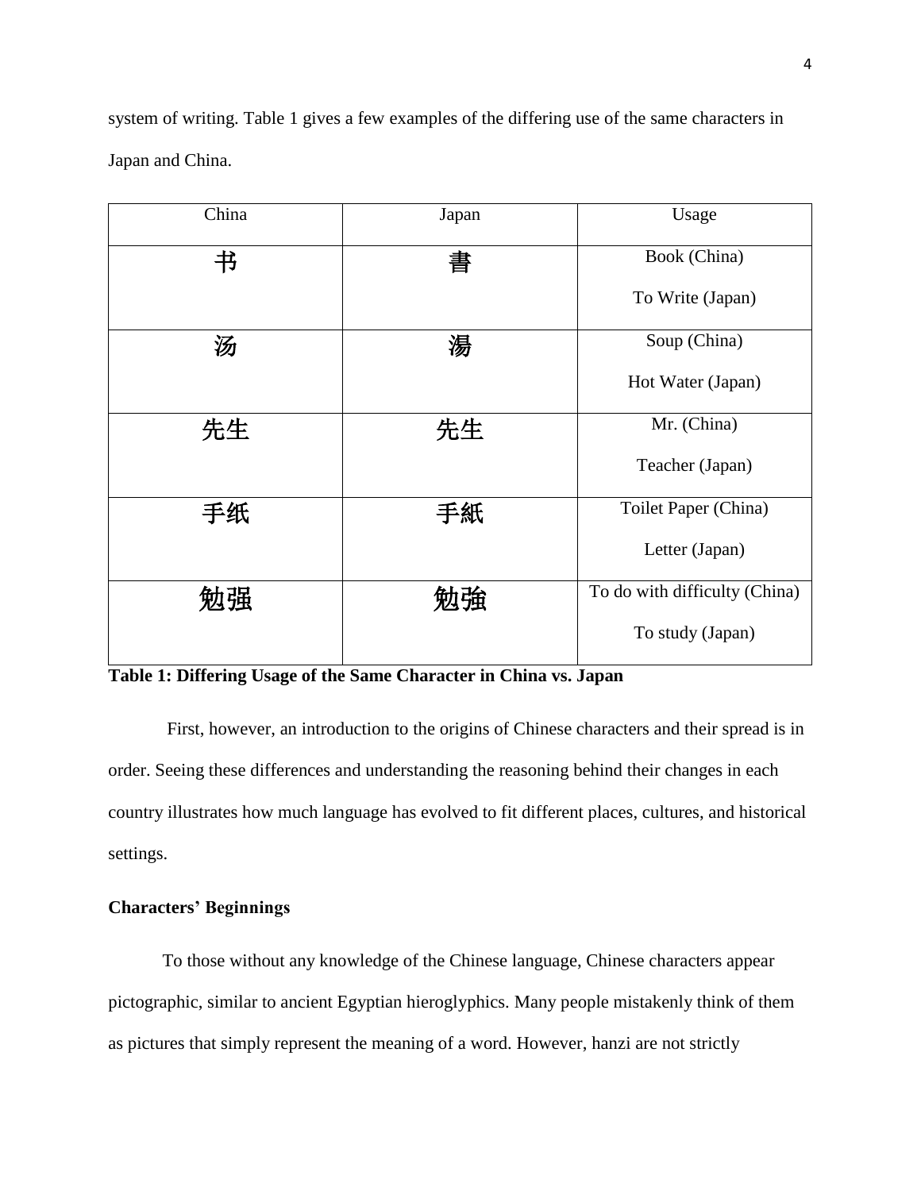system of writing. Table 1 gives a few examples of the differing use of the same characters in Japan and China.

| China | Japan | Usage |
| --- | --- | --- |
| 书 | 書 | Book (China)<br>To Write (Japan) |
| 汤 | 湯 | Soup (China)<br>Hot Water (Japan) |
| 先生 | 先生 | Mr. (China)<br>Teacher (Japan) |
| 手纸 | 手紙 | Toilet Paper (China)<br>Letter (Japan) |
| 勉强 | 勉強 | To do with difficulty (China)<br>To study (Japan) |

**Table 1: Differing Usage of the Same Character in China vs. Japan**

First, however, an introduction to the origins of Chinese characters and their spread is in order. Seeing these differences and understanding the reasoning behind their changes in each country illustrates how much language has evolved to fit different places, cultures, and historical settings.

**Characters' Beginnings**

To those without any knowledge of the Chinese language, Chinese characters appear pictographic, similar to ancient Egyptian hieroglyphics. Many people mistakenly think of them as pictures that simply represent the meaning of a word. However, hanzi are not strictly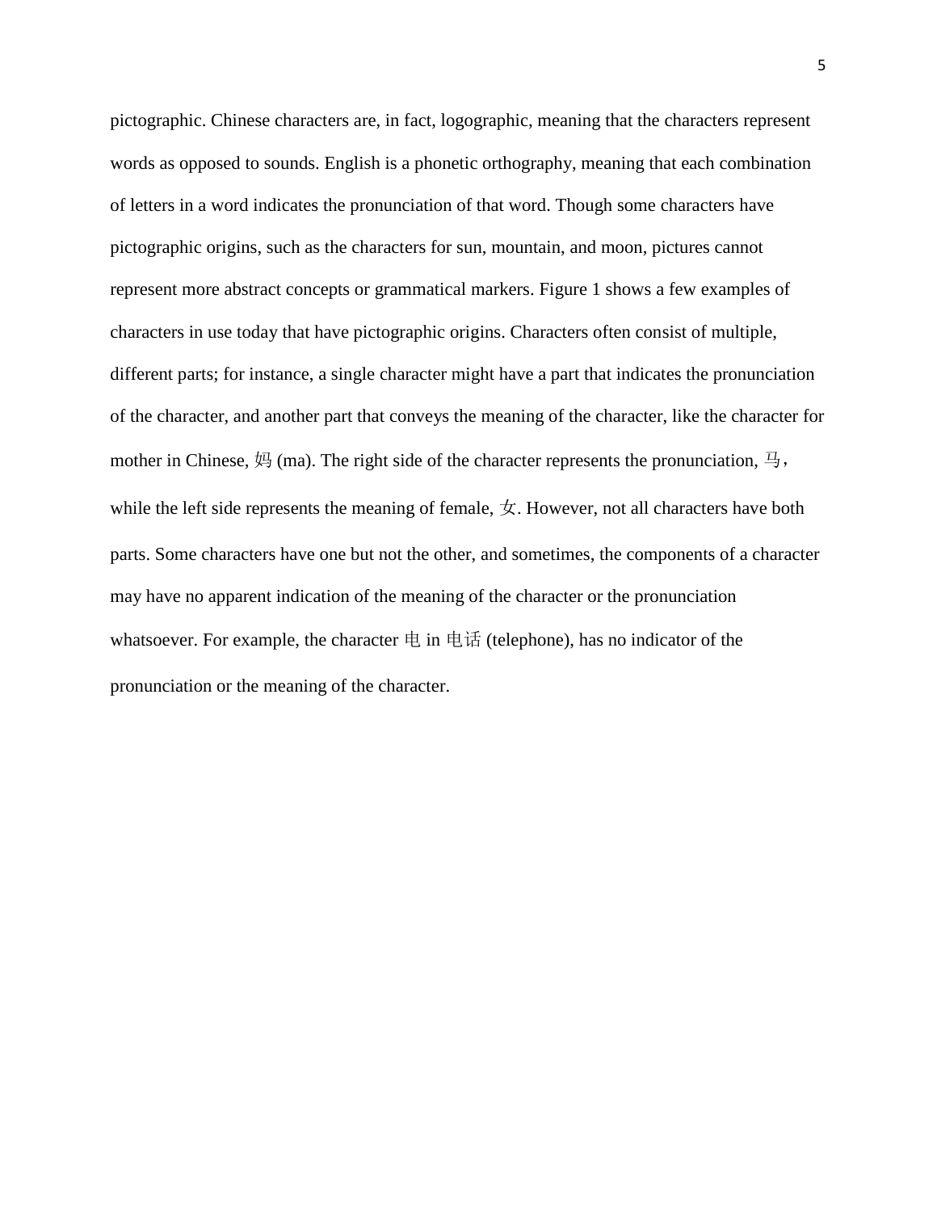pictographic. Chinese characters are, in fact, logographic, meaning that the characters represent words as opposed to sounds. English is a phonetic orthography, meaning that each combination of letters in a word indicates the pronunciation of that word. Though some characters have pictographic origins, such as the characters for sun, mountain, and moon, pictures cannot represent more abstract concepts or grammatical markers. Figure 1 shows a few examples of characters in use today that have pictographic origins. Characters often consist of multiple, different parts; for instance, a single character might have a part that indicates the pronunciation of the character, and another part that conveys the meaning of the character, like the character for mother in Chinese, 妈 (ma). The right side of the character represents the pronunciation, 马, while the left side represents the meaning of female, 女. However, not all characters have both parts. Some characters have one but not the other, and sometimes, the components of a character may have no apparent indication of the meaning of the character or the pronunciation whatsoever. For example, the character 电 in 电话 (telephone), has no indicator of the pronunciation or the meaning of the character.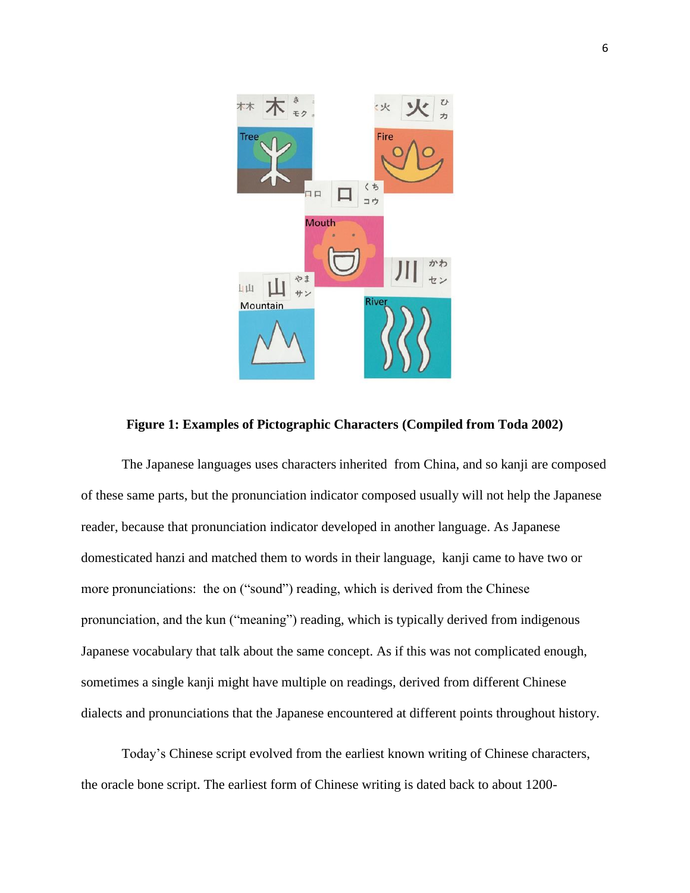**Figure 1: Examples of Pictographic Characters (Compiled from Toda 2002)**

The Japanese languages uses characters inherited from China, and so kanji are composed of these same parts, but the pronunciation indicator composed usually will not help the Japanese reader, because that pronunciation indicator developed in another language. As Japanese domesticated hanzi and matched them to words in their language, kanji came to have two or more pronunciations: the on ("sound") reading, which is derived from the Chinese pronunciation, and the kun ("meaning") reading, which is typically derived from indigenous Japanese vocabulary that talk about the same concept. As if this was not complicated enough, sometimes a single kanji might have multiple on readings, derived from different Chinese dialects and pronunciations that the Japanese encountered at different points throughout history.

Today's Chinese script evolved from the earliest known writing of Chinese characters, the oracle bone script. The earliest form of Chinese writing is dated back to about 1200-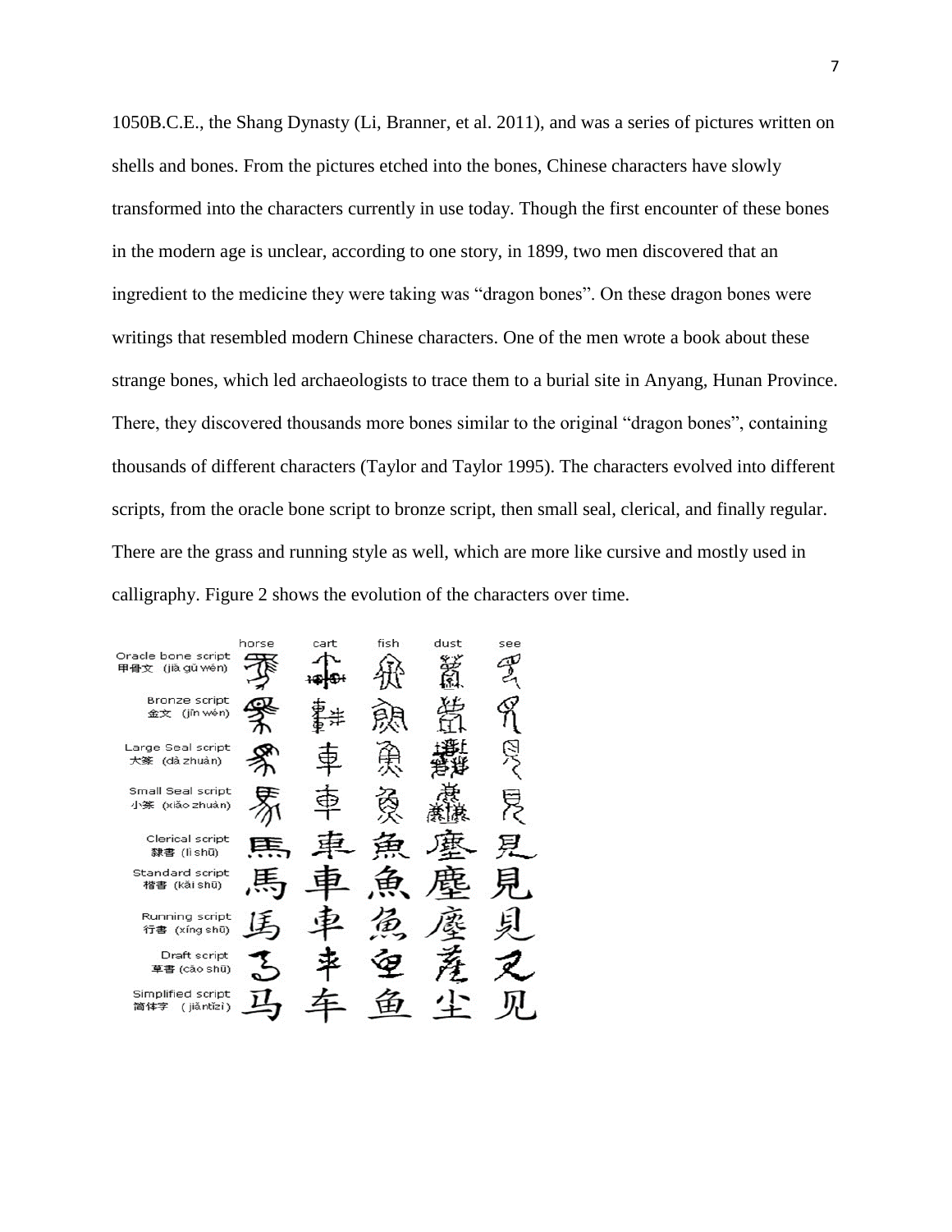1050B.C.E., the Shang Dynasty (Li, Branner, et al. 2011), and was a series of pictures written on shells and bones. From the pictures etched into the bones, Chinese characters have slowly transformed into the characters currently in use today. Though the first encounter of these bones in the modern age is unclear, according to one story, in 1899, two men discovered that an ingredient to the medicine they were taking was "dragon bones". On these dragon bones were writings that resembled modern Chinese characters. One of the men wrote a book about these strange bones, which led archaeologists to trace them to a burial site in Anyang, Hunan Province. There, they discovered thousands more bones similar to the original "dragon bones", containing thousands of different characters (Taylor and Taylor 1995). The characters evolved into different scripts, from the oracle bone script to bronze script, then small seal, clerical, and finally regular. There are the grass and running style as well, which are more like cursive and mostly used in calligraphy. Figure 2 shows the evolution of the characters over time.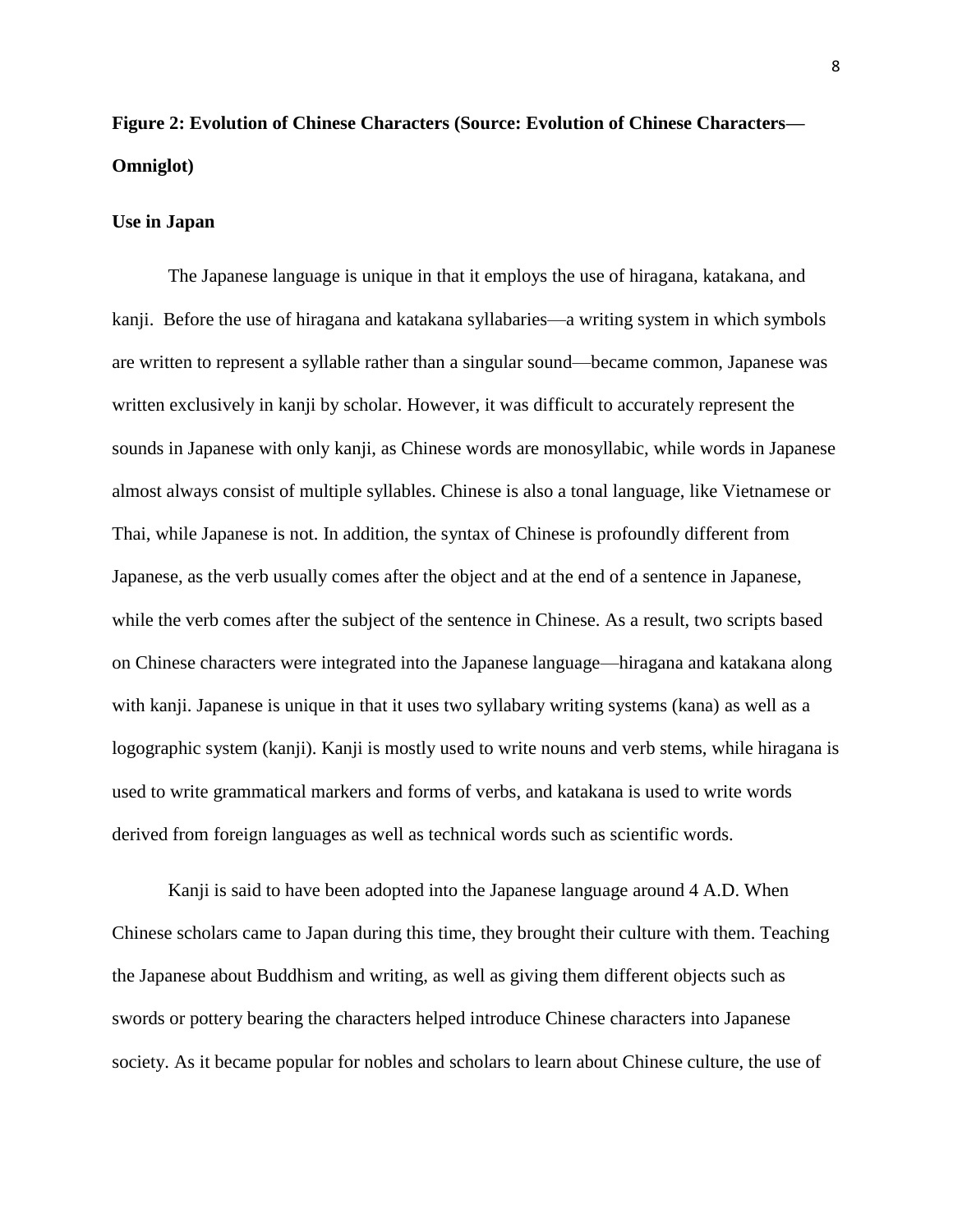**Figure 2: Evolution of Chinese Characters (Source: Evolution of Chinese Characters—Omniglot)**

**Use in Japan**

The Japanese language is unique in that it employs the use of hiragana, katakana, and kanji. Before the use of hiragana and katakana syllabaries—a writing system in which symbols are written to represent a syllable rather than a singular sound—became common, Japanese was written exclusively in kanji by scholar. However, it was difficult to accurately represent the sounds in Japanese with only kanji, as Chinese words are monosyllabic, while words in Japanese almost always consist of multiple syllables. Chinese is also a tonal language, like Vietnamese or Thai, while Japanese is not. In addition, the syntax of Chinese is profoundly different from Japanese, as the verb usually comes after the object and at the end of a sentence in Japanese, while the verb comes after the subject of the sentence in Chinese. As a result, two scripts based on Chinese characters were integrated into the Japanese language—hiragana and katakana along with kanji. Japanese is unique in that it uses two syllabary writing systems (kana) as well as a logographic system (kanji). Kanji is mostly used to write nouns and verb stems, while hiragana is used to write grammatical markers and forms of verbs, and katakana is used to write words derived from foreign languages as well as technical words such as scientific words.

Kanji is said to have been adopted into the Japanese language around 4 A.D. When Chinese scholars came to Japan during this time, they brought their culture with them. Teaching the Japanese about Buddhism and writing, as well as giving them different objects such as swords or pottery bearing the characters helped introduce Chinese characters into Japanese society. As it became popular for nobles and scholars to learn about Chinese culture, the use of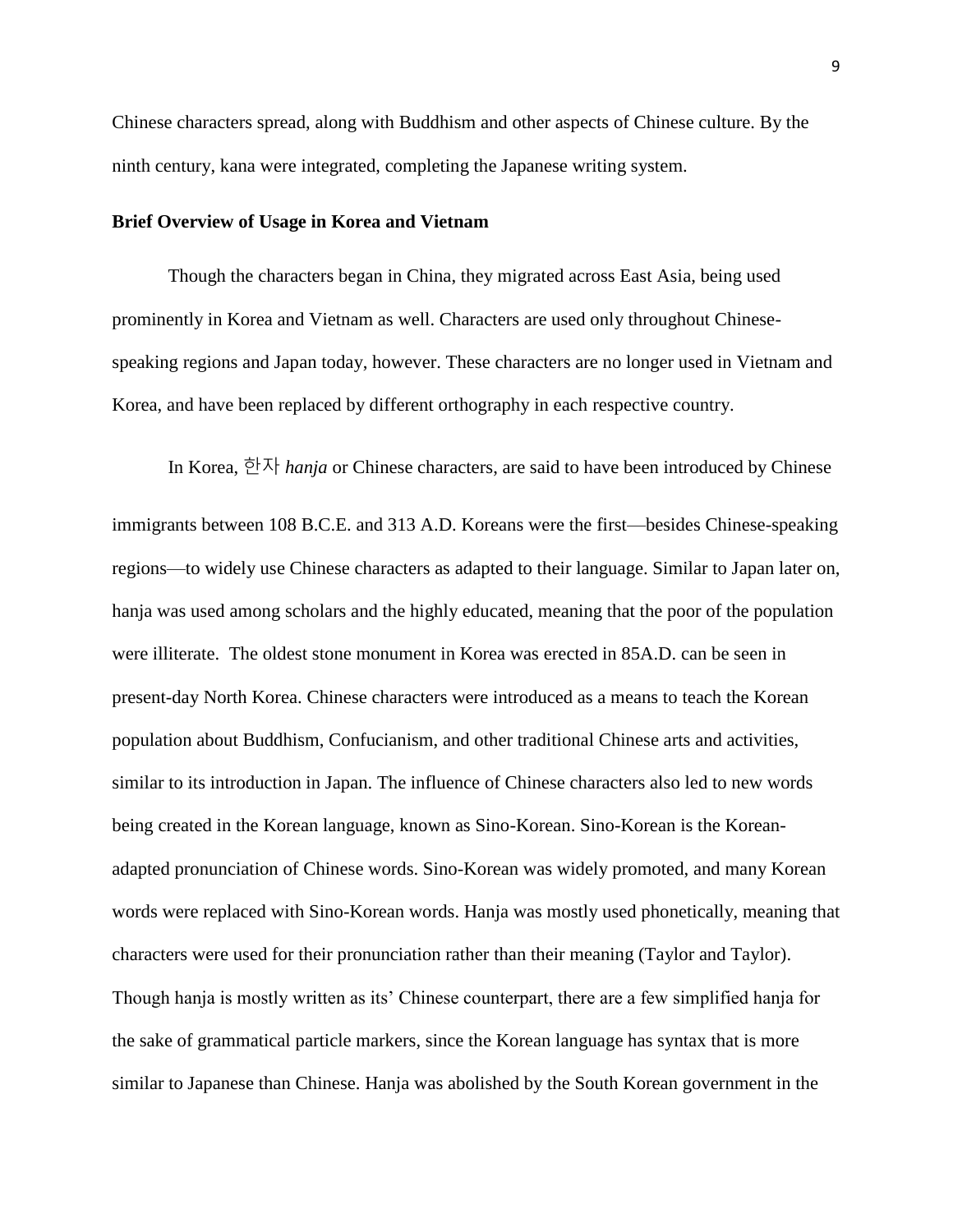Chinese characters spread, along with Buddhism and other aspects of Chinese culture. By the ninth century, kana were integrated, completing the Japanese writing system.

**Brief Overview of Usage in Korea and Vietnam**

Though the characters began in China, they migrated across East Asia, being used prominently in Korea and Vietnam as well. Characters are used only throughout Chinese-speaking regions and Japan today, however. These characters are no longer used in Vietnam and Korea, and have been replaced by different orthography in each respective country.

In Korea, 한자 *hanja* or Chinese characters, are said to have been introduced by Chinese immigrants between 108 B.C.E. and 313 A.D. Koreans were the first—besides Chinese-speaking regions—to widely use Chinese characters as adapted to their language. Similar to Japan later on, hanja was used among scholars and the highly educated, meaning that the poor of the population were illiterate. The oldest stone monument in Korea was erected in 85A.D. can be seen in present-day North Korea. Chinese characters were introduced as a means to teach the Korean population about Buddhism, Confucianism, and other traditional Chinese arts and activities, similar to its introduction in Japan. The influence of Chinese characters also led to new words being created in the Korean language, known as Sino-Korean. Sino-Korean is the Korean-adapted pronunciation of Chinese words. Sino-Korean was widely promoted, and many Korean words were replaced with Sino-Korean words. Hanja was mostly used phonetically, meaning that characters were used for their pronunciation rather than their meaning (Taylor and Taylor). Though hanja is mostly written as its' Chinese counterpart, there are a few simplified hanja for the sake of grammatical particle markers, since the Korean language has syntax that is more similar to Japanese than Chinese. Hanja was abolished by the South Korean government in the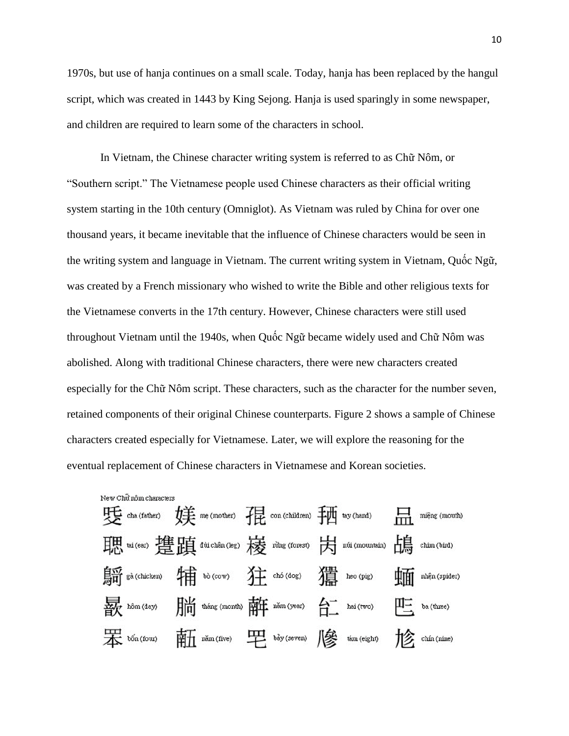1970s, but use of hanja continues on a small scale. Today, hanja has been replaced by the hangul script, which was created in 1443 by King Sejong. Hanja is used sparingly in some newspaper, and children are required to learn some of the characters in school.

In Vietnam, the Chinese character writing system is referred to as Chữ Nôm, or "Southern script." The Vietnamese people used Chinese characters as their official writing system starting in the 10th century (Omniglot). As Vietnam was ruled by China for over one thousand years, it became inevitable that the influence of Chinese characters would be seen in the writing system and language in Vietnam. The current writing system in Vietnam, Quốc Ngữ, was created by a French missionary who wished to write the Bible and other religious texts for the Vietnamese converts in the 17th century. However, Chinese characters were still used throughout Vietnam until the 1940s, when Quốc Ngữ became widely used and Chữ Nôm was abolished. Along with traditional Chinese characters, there were new characters created especially for the Chữ Nôm script. These characters, such as the character for the number seven, retained components of their original Chinese counterparts. Figure 2 shows a sample of Chinese characters created especially for Vietnamese. Later, we will explore the reasoning for the eventual replacement of Chinese characters in Vietnamese and Korean societies.

New Chữ nôm characters

| | | | | |
|---|---|---|---|---|
| 𤕔 cha (father) | 媄 mẹ (mother) | 𡥵 con (children) | 𢬣 tay (hand) | 𠰘 miệng (mouth) |
| 𦖻 tai (ear) | 撻蹎 đùi chân (leg) | 𣘃 rừng (forest) | 𡶀 núi (mountain) | 𪀄 chim (bird) |
| 𪃿 gà (chicken) | 𤙠 bò (cow) | 狂 chó (dog) | 獵 heo (pig) | 蝒 nhện (spider) |
| 𣋚 hôm (day) | 𣎃 tháng (month) | 𢆥 năm (year) | 𠄩 hai (two) | 𠀧 ba (three) |
| 𦊚 bốn (four) | 𠄼 năm (five) | 𦉱 bảy (seven) | 𠔭 tám (eight) | 𠃩 chín (nine) |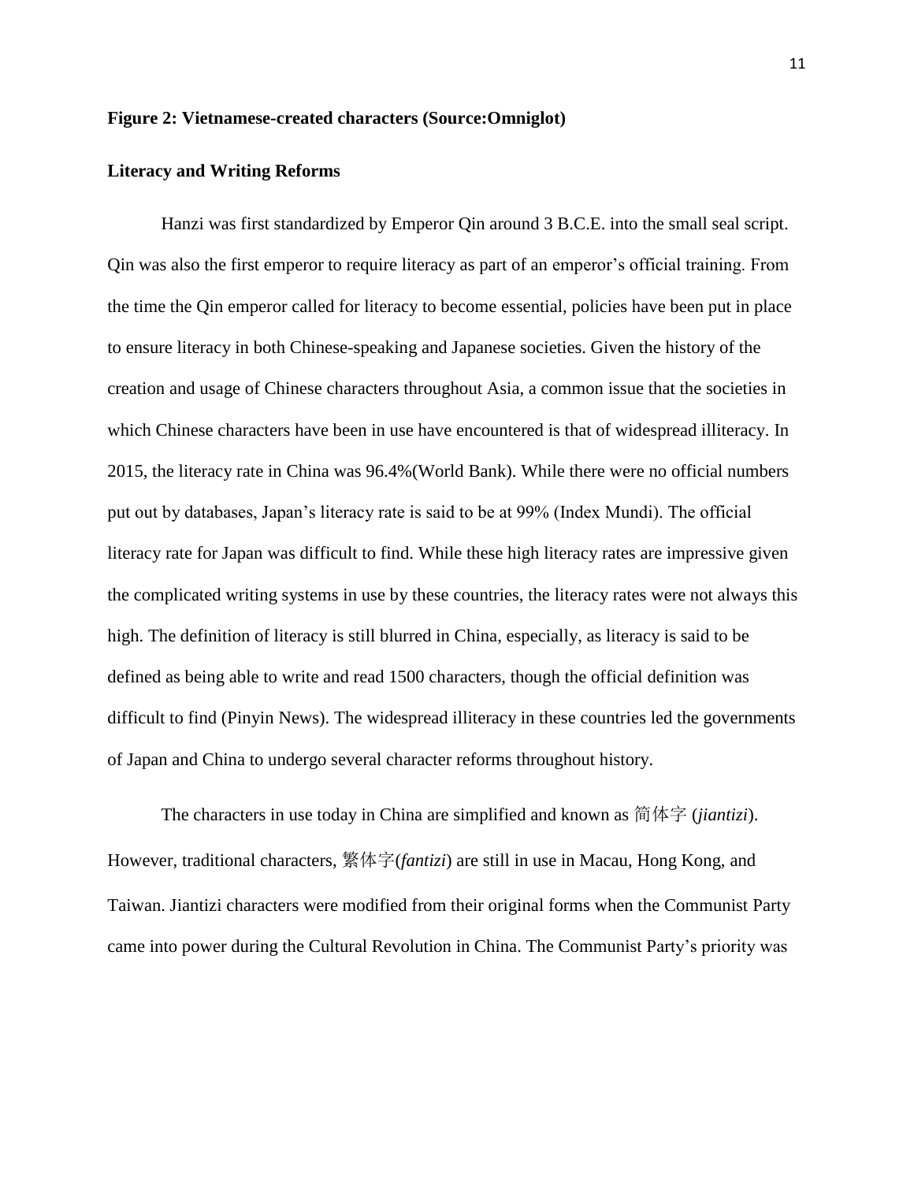**Figure 2: Vietnamese-created characters (Source:Omniglot)**

**Literacy and Writing Reforms**

Hanzi was first standardized by Emperor Qin around 3 B.C.E. into the small seal script. Qin was also the first emperor to require literacy as part of an emperor's official training. From the time the Qin emperor called for literacy to become essential, policies have been put in place to ensure literacy in both Chinese-speaking and Japanese societies. Given the history of the creation and usage of Chinese characters throughout Asia, a common issue that the societies in which Chinese characters have been in use have encountered is that of widespread illiteracy. In 2015, the literacy rate in China was 96.4%(World Bank). While there were no official numbers put out by databases, Japan's literacy rate is said to be at 99% (Index Mundi). The official literacy rate for Japan was difficult to find. While these high literacy rates are impressive given the complicated writing systems in use by these countries, the literacy rates were not always this high. The definition of literacy is still blurred in China, especially, as literacy is said to be defined as being able to write and read 1500 characters, though the official definition was difficult to find (Pinyin News). The widespread illiteracy in these countries led the governments of Japan and China to undergo several character reforms throughout history.

The characters in use today in China are simplified and known as 简体字 (*jiantizi*). However, traditional characters, 繁体字(*fantizi*) are still in use in Macau, Hong Kong, and Taiwan. Jiantizi characters were modified from their original forms when the Communist Party came into power during the Cultural Revolution in China. The Communist Party's priority was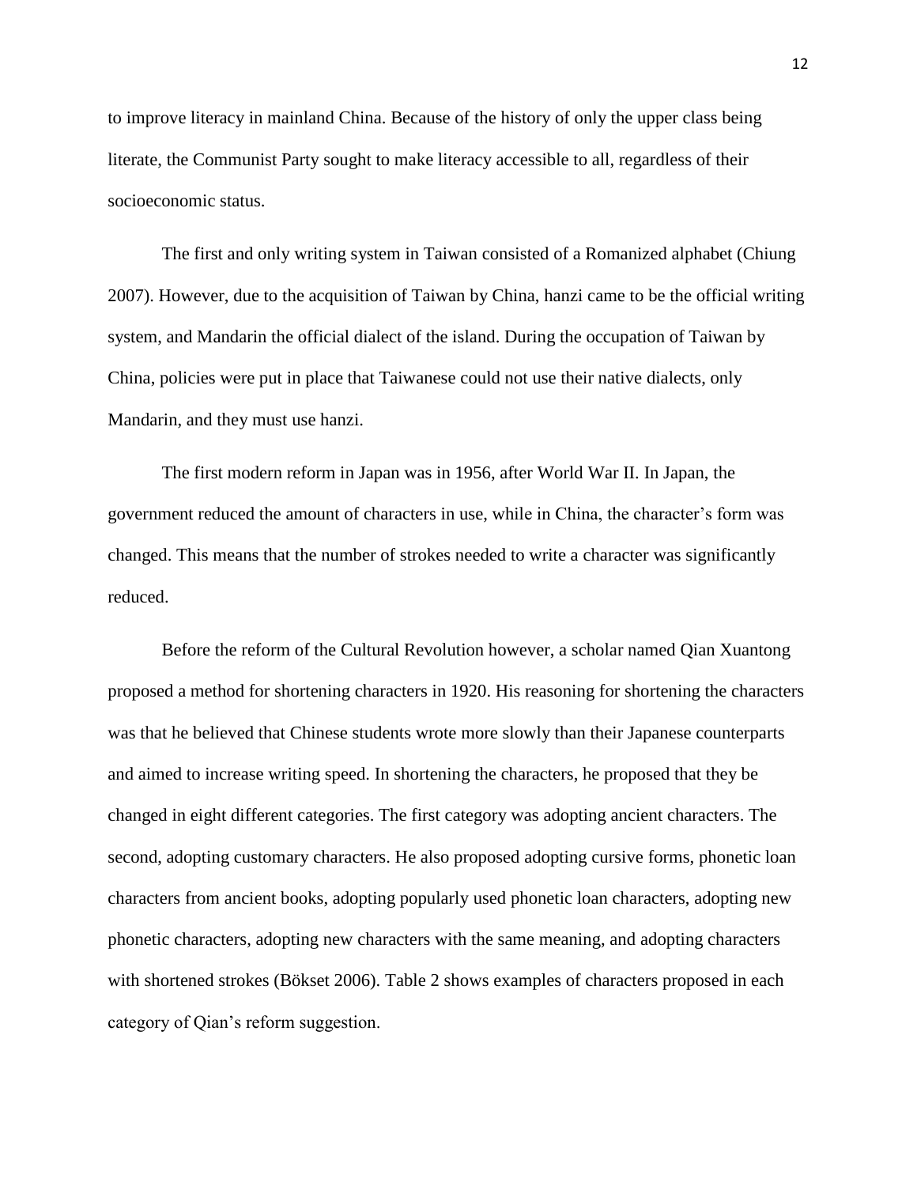to improve literacy in mainland China. Because of the history of only the upper class being literate, the Communist Party sought to make literacy accessible to all, regardless of their socioeconomic status.

The first and only writing system in Taiwan consisted of a Romanized alphabet (Chiung 2007). However, due to the acquisition of Taiwan by China, hanzi came to be the official writing system, and Mandarin the official dialect of the island. During the occupation of Taiwan by China, policies were put in place that Taiwanese could not use their native dialects, only Mandarin, and they must use hanzi.

The first modern reform in Japan was in 1956, after World War II. In Japan, the government reduced the amount of characters in use, while in China, the character's form was changed. This means that the number of strokes needed to write a character was significantly reduced.

Before the reform of the Cultural Revolution however, a scholar named Qian Xuantong proposed a method for shortening characters in 1920. His reasoning for shortening the characters was that he believed that Chinese students wrote more slowly than their Japanese counterparts and aimed to increase writing speed. In shortening the characters, he proposed that they be changed in eight different categories. The first category was adopting ancient characters. The second, adopting customary characters. He also proposed adopting cursive forms, phonetic loan characters from ancient books, adopting popularly used phonetic loan characters, adopting new phonetic characters, adopting new characters with the same meaning, and adopting characters with shortened strokes (Bökset 2006). Table 2 shows examples of characters proposed in each category of Qian's reform suggestion.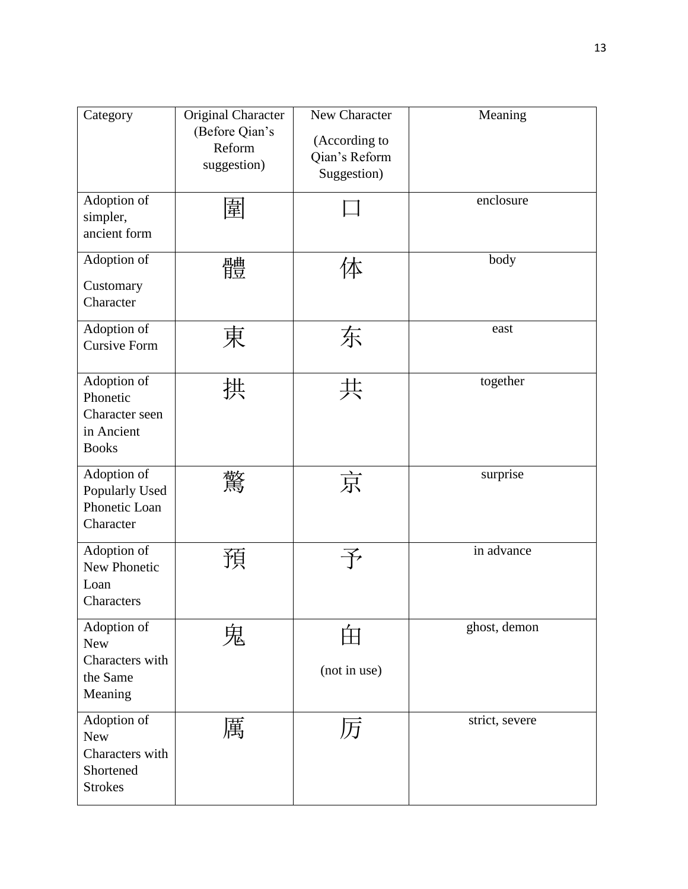| Category | Original Character (Before Qian's Reform suggestion) | New Character (According to Qian's Reform Suggestion) | Meaning |
|---|---|---|---|
| Adoption of simpler, ancient form | 圍 | 囗 | enclosure |
| Adoption of Customary Character | 體 | 体 | body |
| Adoption of Cursive Form | 東 | 东 | east |
| Adoption of Phonetic Character seen in Ancient Books | 拱 | 共 | together |
| Adoption of Popularly Used Phonetic Loan Character | 驚 | 京 | surprise |
| Adoption of New Phonetic Loan Characters | 預 | 予 | in advance |
| Adoption of New Characters with the Same Meaning | 鬼 | 甶 (not in use) | ghost, demon |
| Adoption of New Characters with Shortened Strokes | 厲 | 厉 | strict, severe |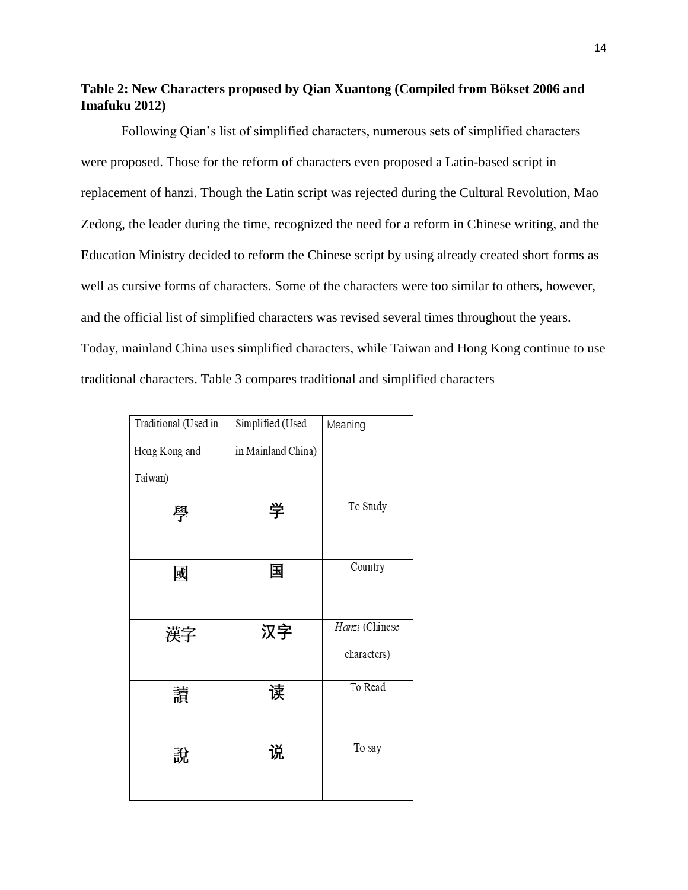**Table 2: New Characters proposed by Qian Xuantong (Compiled from Bökset 2006 and Imafuku 2012)**

Following Qian's list of simplified characters, numerous sets of simplified characters were proposed. Those for the reform of characters even proposed a Latin-based script in replacement of hanzi. Though the Latin script was rejected during the Cultural Revolution, Mao Zedong, the leader during the time, recognized the need for a reform in Chinese writing, and the Education Ministry decided to reform the Chinese script by using already created short forms as well as cursive forms of characters. Some of the characters were too similar to others, however, and the official list of simplified characters was revised several times throughout the years. Today, mainland China uses simplified characters, while Taiwan and Hong Kong continue to use traditional characters. Table 3 compares traditional and simplified characters

| Traditional (Used in Hong Kong and Taiwan) | Simplified (Used in Mainland China) | Meaning |
|---|---|---|
| 學 | 学 | To Study |
| 國 | 国 | Country |
| 漢字 | 汉字 | *Hanzi* (Chinese characters) |
| 讀 | 读 | To Read |
| 說 | 说 | To say |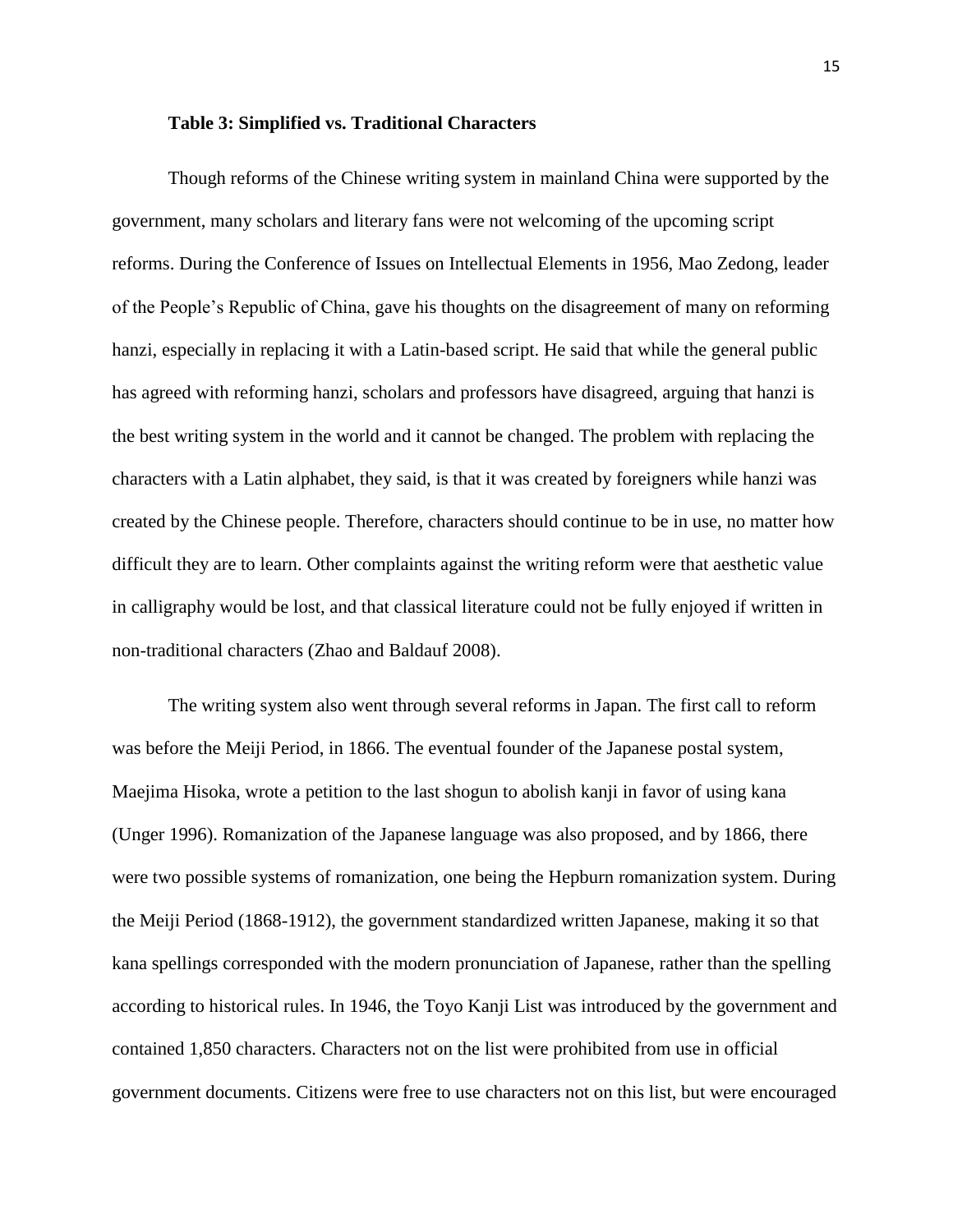**Table 3: Simplified vs. Traditional Characters**

Though reforms of the Chinese writing system in mainland China were supported by the government, many scholars and literary fans were not welcoming of the upcoming script reforms. During the Conference of Issues on Intellectual Elements in 1956, Mao Zedong, leader of the People's Republic of China, gave his thoughts on the disagreement of many on reforming hanzi, especially in replacing it with a Latin-based script. He said that while the general public has agreed with reforming hanzi, scholars and professors have disagreed, arguing that hanzi is the best writing system in the world and it cannot be changed. The problem with replacing the characters with a Latin alphabet, they said, is that it was created by foreigners while hanzi was created by the Chinese people. Therefore, characters should continue to be in use, no matter how difficult they are to learn. Other complaints against the writing reform were that aesthetic value in calligraphy would be lost, and that classical literature could not be fully enjoyed if written in non-traditional characters (Zhao and Baldauf 2008).

The writing system also went through several reforms in Japan. The first call to reform was before the Meiji Period, in 1866. The eventual founder of the Japanese postal system, Maejima Hisoka, wrote a petition to the last shogun to abolish kanji in favor of using kana (Unger 1996). Romanization of the Japanese language was also proposed, and by 1866, there were two possible systems of romanization, one being the Hepburn romanization system. During the Meiji Period (1868-1912), the government standardized written Japanese, making it so that kana spellings corresponded with the modern pronunciation of Japanese, rather than the spelling according to historical rules. In 1946, the Toyo Kanji List was introduced by the government and contained 1,850 characters. Characters not on the list were prohibited from use in official government documents. Citizens were free to use characters not on this list, but were encouraged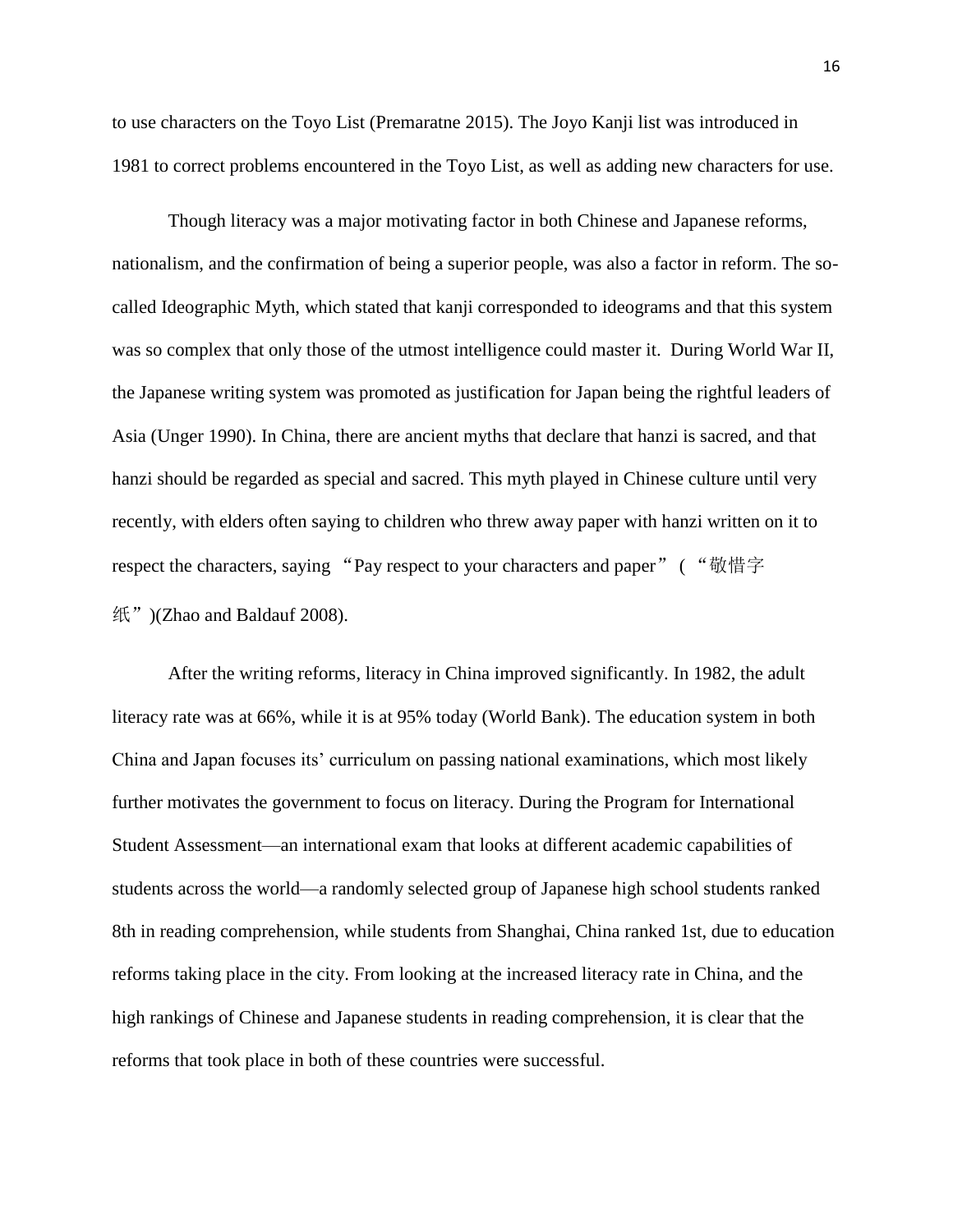to use characters on the Toyo List (Premaratne 2015). The Joyo Kanji list was introduced in 1981 to correct problems encountered in the Toyo List, as well as adding new characters for use.

Though literacy was a major motivating factor in both Chinese and Japanese reforms, nationalism, and the confirmation of being a superior people, was also a factor in reform. The so-called Ideographic Myth, which stated that kanji corresponded to ideograms and that this system was so complex that only those of the utmost intelligence could master it. During World War II, the Japanese writing system was promoted as justification for Japan being the rightful leaders of Asia (Unger 1990). In China, there are ancient myths that declare that hanzi is sacred, and that hanzi should be regarded as special and sacred. This myth played in Chinese culture until very recently, with elders often saying to children who threw away paper with hanzi written on it to respect the characters, saying "Pay respect to your characters and paper" ( "敬惜字纸")(Zhao and Baldauf 2008).

After the writing reforms, literacy in China improved significantly. In 1982, the adult literacy rate was at 66%, while it is at 95% today (World Bank). The education system in both China and Japan focuses its' curriculum on passing national examinations, which most likely further motivates the government to focus on literacy. During the Program for International Student Assessment—an international exam that looks at different academic capabilities of students across the world—a randomly selected group of Japanese high school students ranked 8th in reading comprehension, while students from Shanghai, China ranked 1st, due to education reforms taking place in the city. From looking at the increased literacy rate in China, and the high rankings of Chinese and Japanese students in reading comprehension, it is clear that the reforms that took place in both of these countries were successful.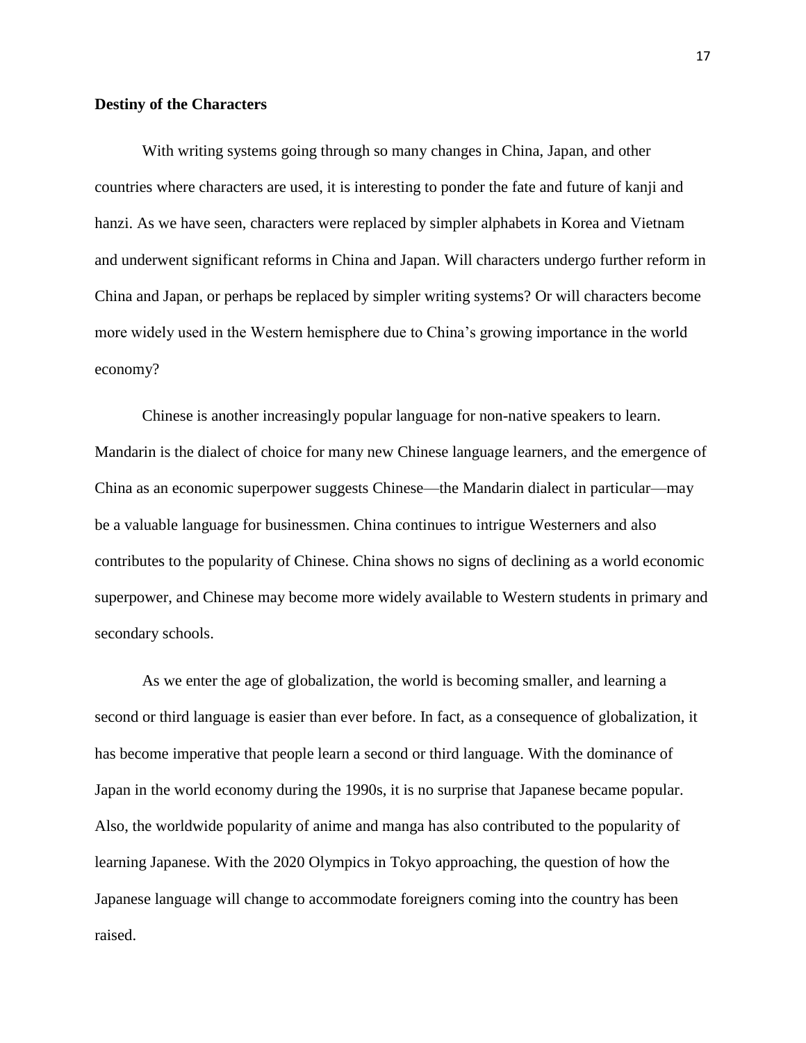## Destiny of the Characters

With writing systems going through so many changes in China, Japan, and other countries where characters are used, it is interesting to ponder the fate and future of kanji and hanzi. As we have seen, characters were replaced by simpler alphabets in Korea and Vietnam and underwent significant reforms in China and Japan. Will characters undergo further reform in China and Japan, or perhaps be replaced by simpler writing systems? Or will characters become more widely used in the Western hemisphere due to China's growing importance in the world economy?

Chinese is another increasingly popular language for non-native speakers to learn. Mandarin is the dialect of choice for many new Chinese language learners, and the emergence of China as an economic superpower suggests Chinese—the Mandarin dialect in particular—may be a valuable language for businessmen. China continues to intrigue Westerners and also contributes to the popularity of Chinese. China shows no signs of declining as a world economic superpower, and Chinese may become more widely available to Western students in primary and secondary schools.

As we enter the age of globalization, the world is becoming smaller, and learning a second or third language is easier than ever before. In fact, as a consequence of globalization, it has become imperative that people learn a second or third language. With the dominance of Japan in the world economy during the 1990s, it is no surprise that Japanese became popular. Also, the worldwide popularity of anime and manga has also contributed to the popularity of learning Japanese. With the 2020 Olympics in Tokyo approaching, the question of how the Japanese language will change to accommodate foreigners coming into the country has been raised.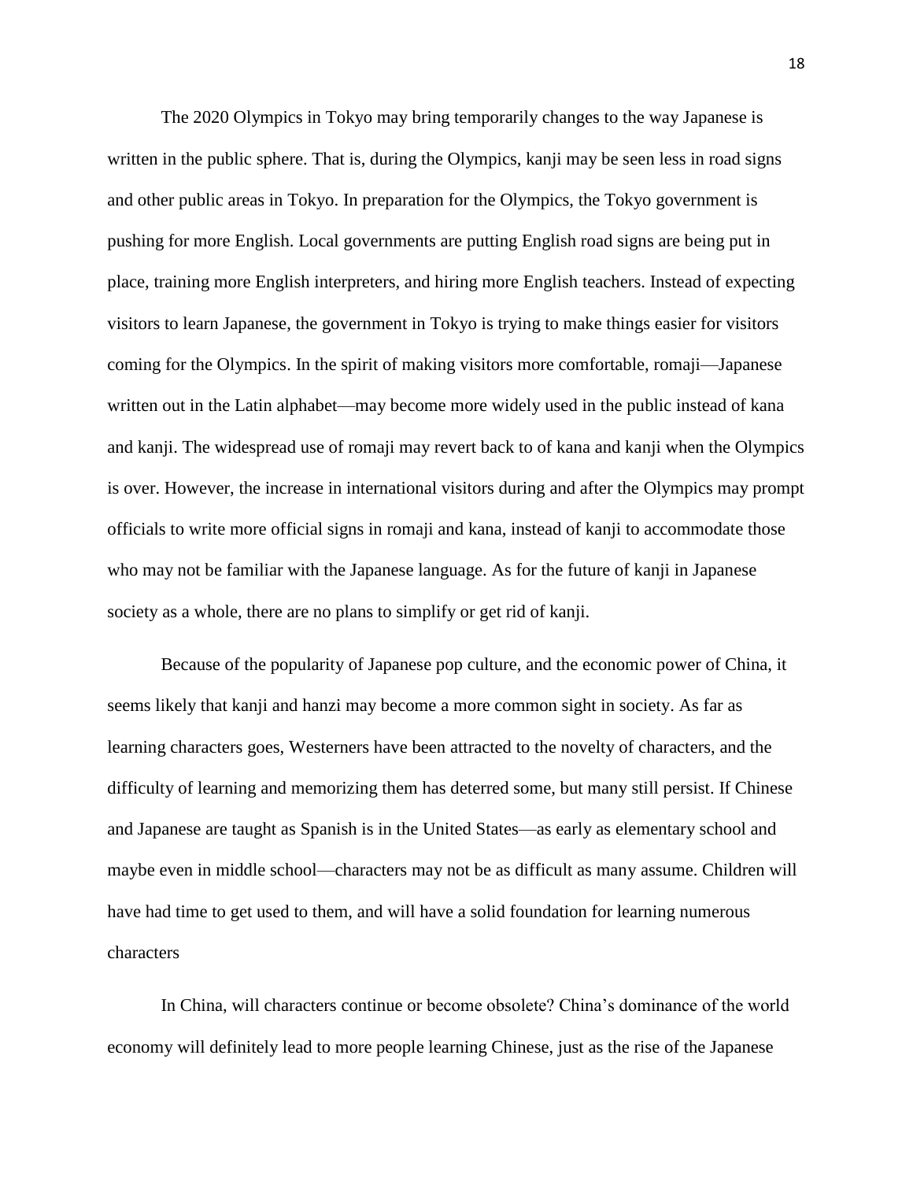The 2020 Olympics in Tokyo may bring temporarily changes to the way Japanese is written in the public sphere. That is, during the Olympics, kanji may be seen less in road signs and other public areas in Tokyo. In preparation for the Olympics, the Tokyo government is pushing for more English. Local governments are putting English road signs are being put in place, training more English interpreters, and hiring more English teachers. Instead of expecting visitors to learn Japanese, the government in Tokyo is trying to make things easier for visitors coming for the Olympics. In the spirit of making visitors more comfortable, romaji—Japanese written out in the Latin alphabet—may become more widely used in the public instead of kana and kanji. The widespread use of romaji may revert back to of kana and kanji when the Olympics is over. However, the increase in international visitors during and after the Olympics may prompt officials to write more official signs in romaji and kana, instead of kanji to accommodate those who may not be familiar with the Japanese language. As for the future of kanji in Japanese society as a whole, there are no plans to simplify or get rid of kanji.

Because of the popularity of Japanese pop culture, and the economic power of China, it seems likely that kanji and hanzi may become a more common sight in society. As far as learning characters goes, Westerners have been attracted to the novelty of characters, and the difficulty of learning and memorizing them has deterred some, but many still persist. If Chinese and Japanese are taught as Spanish is in the United States—as early as elementary school and maybe even in middle school—characters may not be as difficult as many assume. Children will have had time to get used to them, and will have a solid foundation for learning numerous characters

In China, will characters continue or become obsolete? China's dominance of the world economy will definitely lead to more people learning Chinese, just as the rise of the Japanese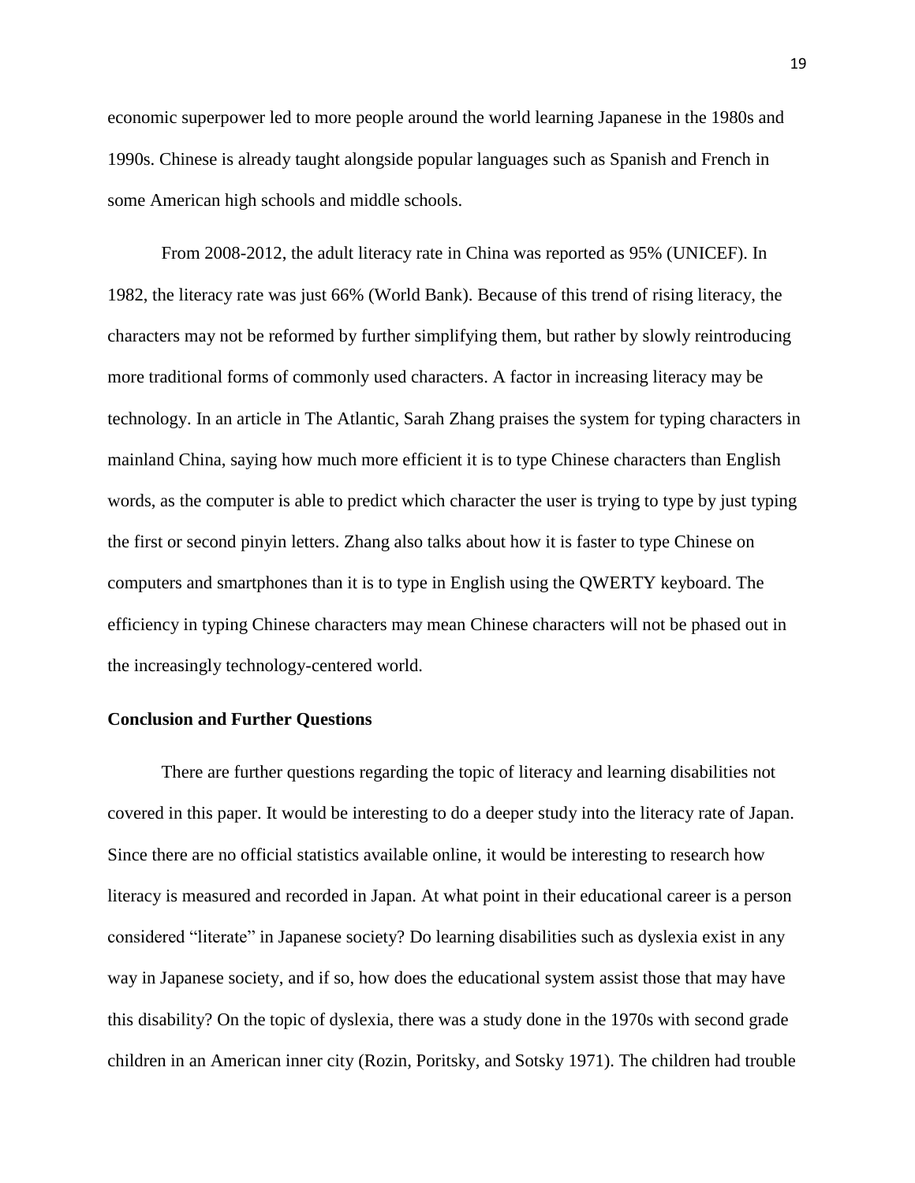economic superpower led to more people around the world learning Japanese in the 1980s and 1990s. Chinese is already taught alongside popular languages such as Spanish and French in some American high schools and middle schools.

From 2008-2012, the adult literacy rate in China was reported as 95% (UNICEF). In 1982, the literacy rate was just 66% (World Bank). Because of this trend of rising literacy, the characters may not be reformed by further simplifying them, but rather by slowly reintroducing more traditional forms of commonly used characters. A factor in increasing literacy may be technology. In an article in The Atlantic, Sarah Zhang praises the system for typing characters in mainland China, saying how much more efficient it is to type Chinese characters than English words, as the computer is able to predict which character the user is trying to type by just typing the first or second pinyin letters. Zhang also talks about how it is faster to type Chinese on computers and smartphones than it is to type in English using the QWERTY keyboard. The efficiency in typing Chinese characters may mean Chinese characters will not be phased out in the increasingly technology-centered world.

**Conclusion and Further Questions**

There are further questions regarding the topic of literacy and learning disabilities not covered in this paper. It would be interesting to do a deeper study into the literacy rate of Japan. Since there are no official statistics available online, it would be interesting to research how literacy is measured and recorded in Japan. At what point in their educational career is a person considered "literate" in Japanese society? Do learning disabilities such as dyslexia exist in any way in Japanese society, and if so, how does the educational system assist those that may have this disability? On the topic of dyslexia, there was a study done in the 1970s with second grade children in an American inner city (Rozin, Poritsky, and Sotsky 1971). The children had trouble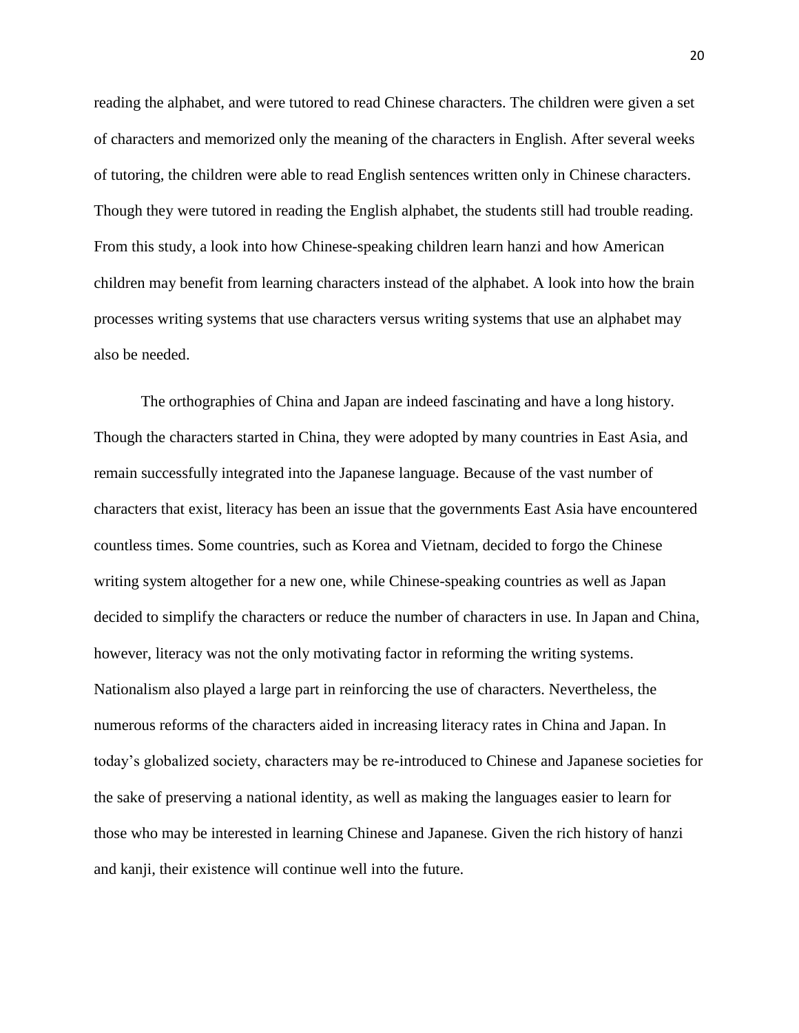reading the alphabet, and were tutored to read Chinese characters. The children were given a set of characters and memorized only the meaning of the characters in English. After several weeks of tutoring, the children were able to read English sentences written only in Chinese characters. Though they were tutored in reading the English alphabet, the students still had trouble reading. From this study, a look into how Chinese-speaking children learn hanzi and how American children may benefit from learning characters instead of the alphabet. A look into how the brain processes writing systems that use characters versus writing systems that use an alphabet may also be needed.

The orthographies of China and Japan are indeed fascinating and have a long history. Though the characters started in China, they were adopted by many countries in East Asia, and remain successfully integrated into the Japanese language. Because of the vast number of characters that exist, literacy has been an issue that the governments East Asia have encountered countless times. Some countries, such as Korea and Vietnam, decided to forgo the Chinese writing system altogether for a new one, while Chinese-speaking countries as well as Japan decided to simplify the characters or reduce the number of characters in use. In Japan and China, however, literacy was not the only motivating factor in reforming the writing systems. Nationalism also played a large part in reinforcing the use of characters. Nevertheless, the numerous reforms of the characters aided in increasing literacy rates in China and Japan. In today's globalized society, characters may be re-introduced to Chinese and Japanese societies for the sake of preserving a national identity, as well as making the languages easier to learn for those who may be interested in learning Chinese and Japanese. Given the rich history of hanzi and kanji, their existence will continue well into the future.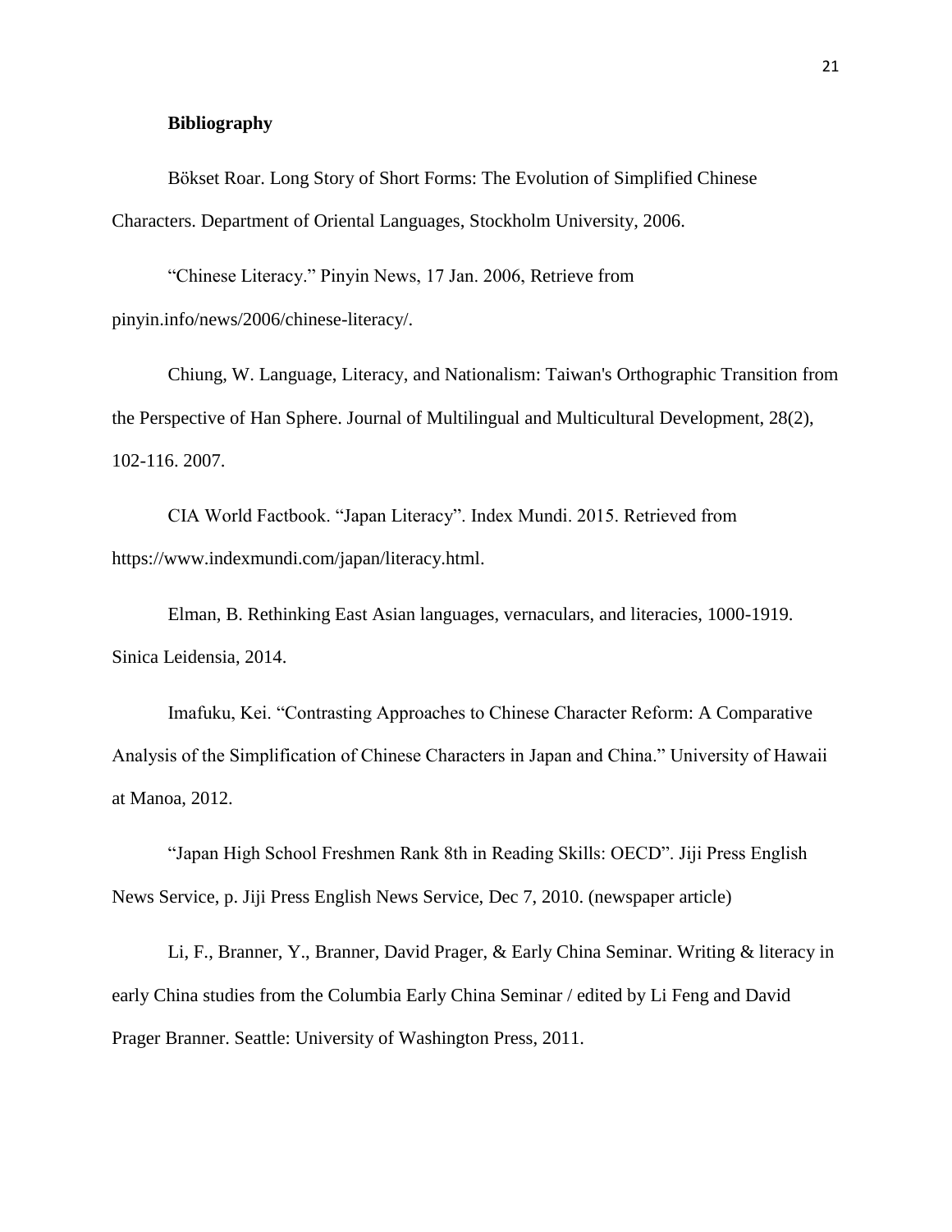**Bibliography**

Bökset Roar. Long Story of Short Forms: The Evolution of Simplified Chinese Characters. Department of Oriental Languages, Stockholm University, 2006.

"Chinese Literacy." Pinyin News, 17 Jan. 2006, Retrieve from pinyin.info/news/2006/chinese-literacy/.

Chiung, W. Language, Literacy, and Nationalism: Taiwan's Orthographic Transition from the Perspective of Han Sphere. Journal of Multilingual and Multicultural Development, 28(2), 102-116. 2007.

CIA World Factbook. "Japan Literacy". Index Mundi. 2015. Retrieved from https://www.indexmundi.com/japan/literacy.html.

Elman, B. Rethinking East Asian languages, vernaculars, and literacies, 1000-1919. Sinica Leidensia, 2014.

Imafuku, Kei. "Contrasting Approaches to Chinese Character Reform: A Comparative Analysis of the Simplification of Chinese Characters in Japan and China." University of Hawaii at Manoa, 2012.

"Japan High School Freshmen Rank 8th in Reading Skills: OECD". Jiji Press English News Service, p. Jiji Press English News Service, Dec 7, 2010. (newspaper article)

Li, F., Branner, Y., Branner, David Prager, & Early China Seminar. Writing & literacy in early China studies from the Columbia Early China Seminar / edited by Li Feng and David Prager Branner. Seattle: University of Washington Press, 2011.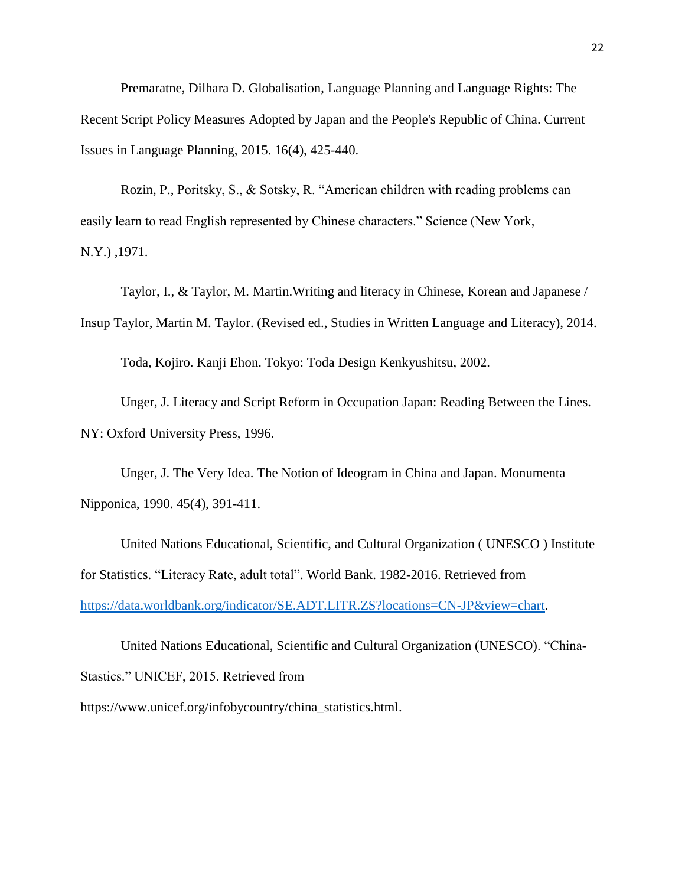Premaratne, Dilhara D. Globalisation, Language Planning and Language Rights: The Recent Script Policy Measures Adopted by Japan and the People's Republic of China. Current Issues in Language Planning, 2015. 16(4), 425-440.

Rozin, P., Poritsky, S., & Sotsky, R. "American children with reading problems can easily learn to read English represented by Chinese characters." Science (New York, N.Y.) ,1971.

Taylor, I., & Taylor, M. Martin.Writing and literacy in Chinese, Korean and Japanese / Insup Taylor, Martin M. Taylor. (Revised ed., Studies in Written Language and Literacy), 2014.

Toda, Kojiro. Kanji Ehon. Tokyo: Toda Design Kenkyushitsu, 2002.

Unger, J. Literacy and Script Reform in Occupation Japan: Reading Between the Lines. NY: Oxford University Press, 1996.

Unger, J. The Very Idea. The Notion of Ideogram in China and Japan. Monumenta Nipponica, 1990. 45(4), 391-411.

United Nations Educational, Scientific, and Cultural Organization ( UNESCO ) Institute for Statistics. "Literacy Rate, adult total". World Bank. 1982-2016. Retrieved from https://data.worldbank.org/indicator/SE.ADT.LITR.ZS?locations=CN-JP&view=chart.

United Nations Educational, Scientific and Cultural Organization (UNESCO). "China-Stastics." UNICEF, 2015. Retrieved from https://www.unicef.org/infobycountry/china_statistics.html.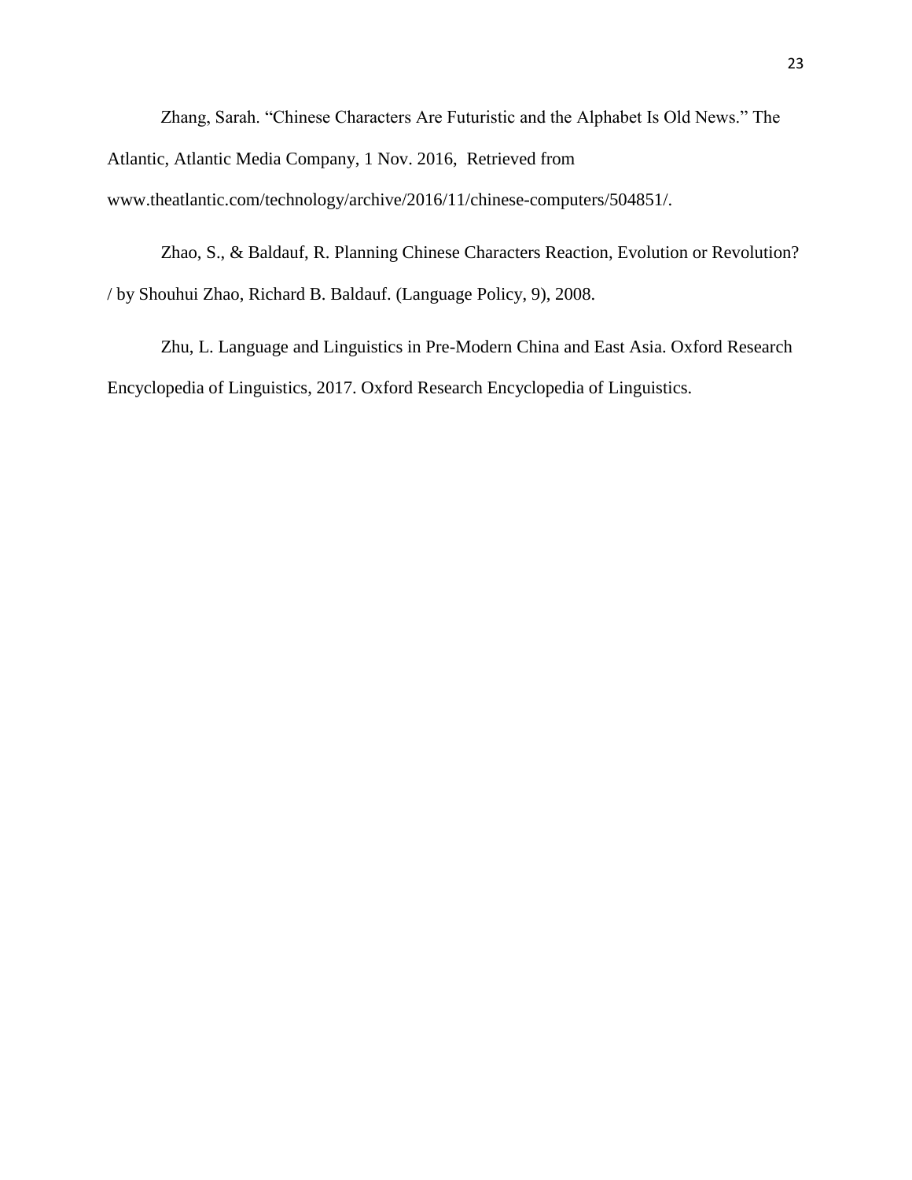Zhang, Sarah. “Chinese Characters Are Futuristic and the Alphabet Is Old News.” The Atlantic, Atlantic Media Company, 1 Nov. 2016, Retrieved from www.theatlantic.com/technology/archive/2016/11/chinese-computers/504851/.

Zhao, S., & Baldauf, R. Planning Chinese Characters Reaction, Evolution or Revolution? / by Shouhui Zhao, Richard B. Baldauf. (Language Policy, 9), 2008.

Zhu, L. Language and Linguistics in Pre-Modern China and East Asia. Oxford Research Encyclopedia of Linguistics, 2017. Oxford Research Encyclopedia of Linguistics.